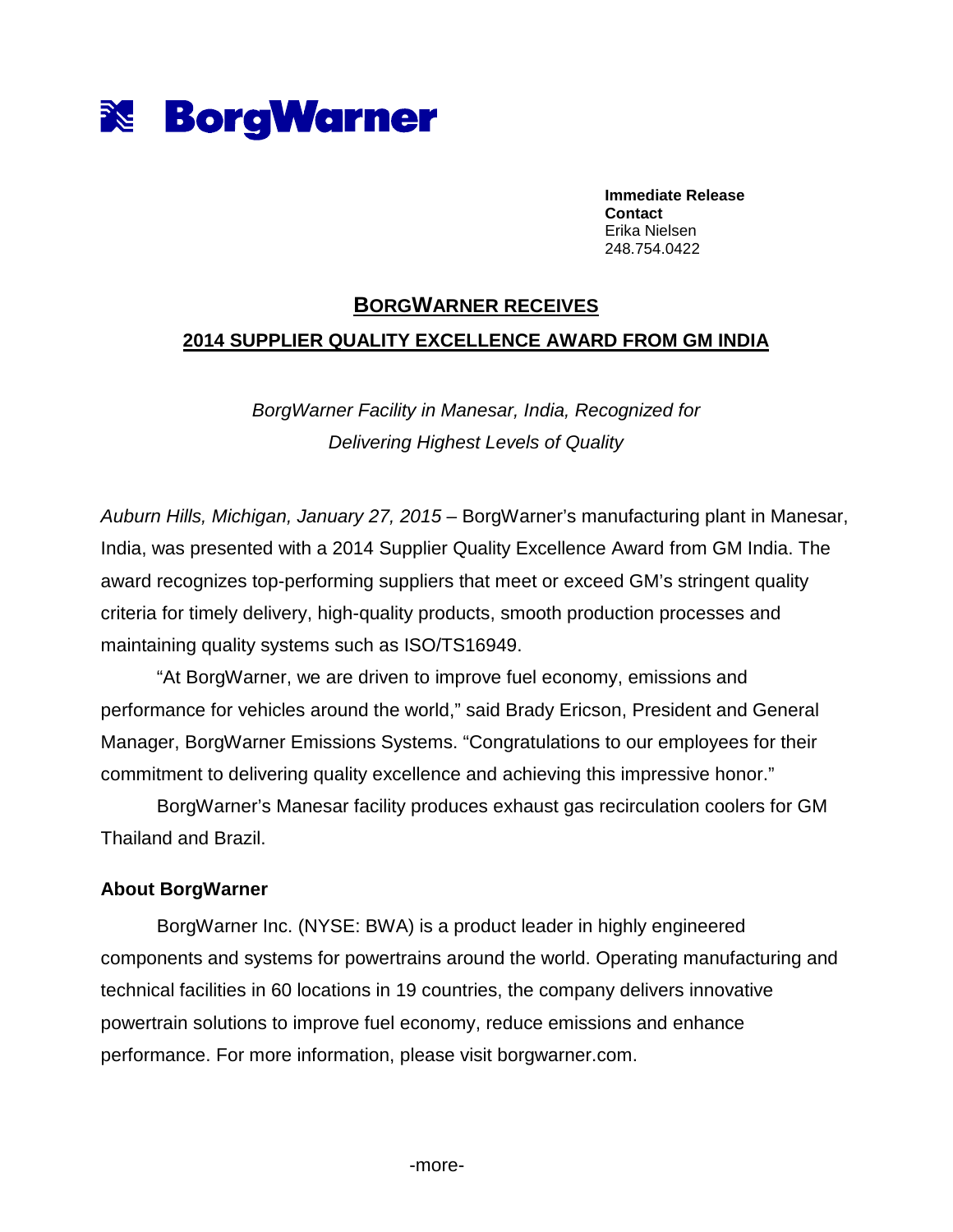# BorgWarner

**Immediate Release**
**Contact**
Erika Nielsen
248.754.0422

## BORGWARNER RECEIVES 2014 SUPPLIER QUALITY EXCELLENCE AWARD FROM GM INDIA

*BorgWarner Facility in Manesar, India, Recognized for Delivering Highest Levels of Quality*

*Auburn Hills, Michigan, January 27, 2015* – BorgWarner's manufacturing plant in Manesar, India, was presented with a 2014 Supplier Quality Excellence Award from GM India. The award recognizes top-performing suppliers that meet or exceed GM's stringent quality criteria for timely delivery, high-quality products, smooth production processes and maintaining quality systems such as ISO/TS16949.

"At BorgWarner, we are driven to improve fuel economy, emissions and performance for vehicles around the world," said Brady Ericson, President and General Manager, BorgWarner Emissions Systems. "Congratulations to our employees for their commitment to delivering quality excellence and achieving this impressive honor."

BorgWarner's Manesar facility produces exhaust gas recirculation coolers for GM Thailand and Brazil.

**About BorgWarner**

BorgWarner Inc. (NYSE: BWA) is a product leader in highly engineered components and systems for powertrains around the world. Operating manufacturing and technical facilities in 60 locations in 19 countries, the company delivers innovative powertrain solutions to improve fuel economy, reduce emissions and enhance performance. For more information, please visit borgwarner.com.

-more-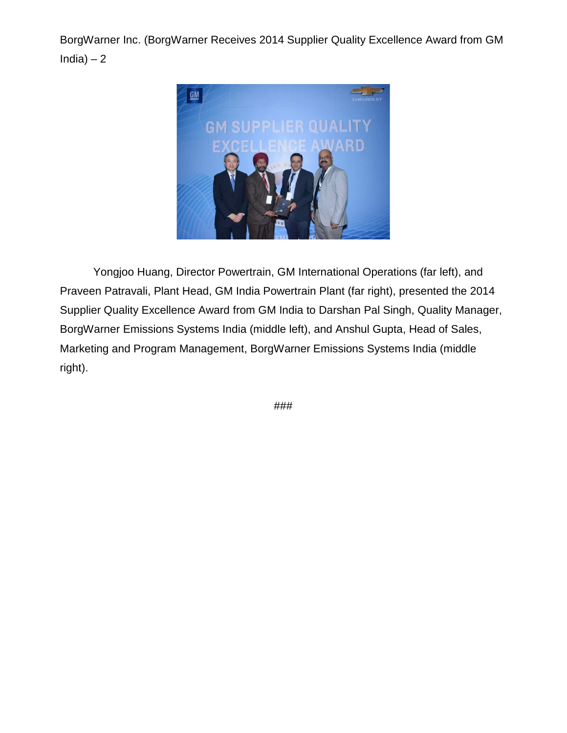Yongjoo Huang, Director Powertrain, GM International Operations (far left), and Praveen Patravali, Plant Head, GM India Powertrain Plant (far right), presented the 2014 Supplier Quality Excellence Award from GM India to Darshan Pal Singh, Quality Manager, BorgWarner Emissions Systems India (middle left), and Anshul Gupta, Head of Sales, Marketing and Program Management, BorgWarner Emissions Systems India (middle right).

###